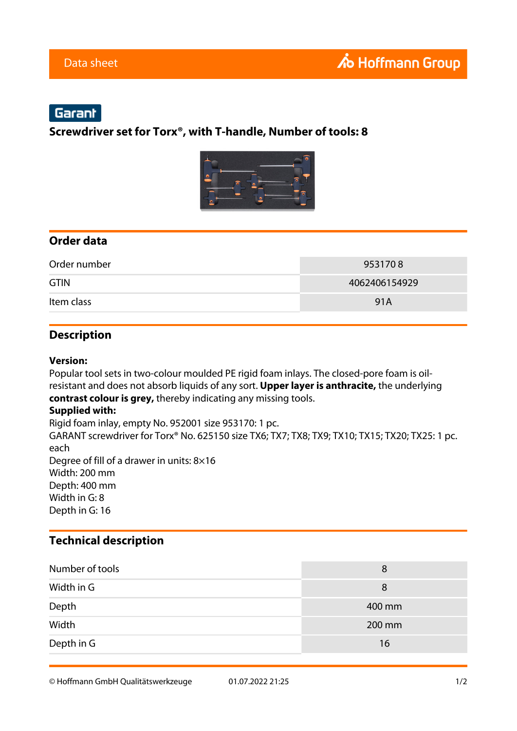Data sheet

Hoffmann Group

Garant

# Screwdriver set for Torx®, with T-handle, Number of tools: 8

## Order data

| | |
|---|---|
| Order number | 953170 8 |
| GTIN | 4062406154929 |
| Item class | 91A |

## Description

**Version:**
Popular tool sets in two-colour moulded PE rigid foam inlays. The closed-pore foam is oil-resistant and does not absorb liquids of any sort. **Upper layer is anthracite,** the underlying **contrast colour is grey,** thereby indicating any missing tools.
**Supplied with:**
Rigid foam inlay, empty No. 952001 size 953170: 1 pc.
GARANT screwdriver for Torx® No. 625150 size TX6; TX7; TX8; TX9; TX10; TX15; TX20; TX25: 1 pc. each
Degree of fill of a drawer in units: 8×16
Width: 200 mm
Depth: 400 mm
Width in G: 8
Depth in G: 16

## Technical description

| | |
|---|---|
| Number of tools | 8 |
| Width in G | 8 |
| Depth | 400 mm |
| Width | 200 mm |
| Depth in G | 16 |

© Hoffmann GmbH Qualitätswerkzeuge 01.07.2022 21:25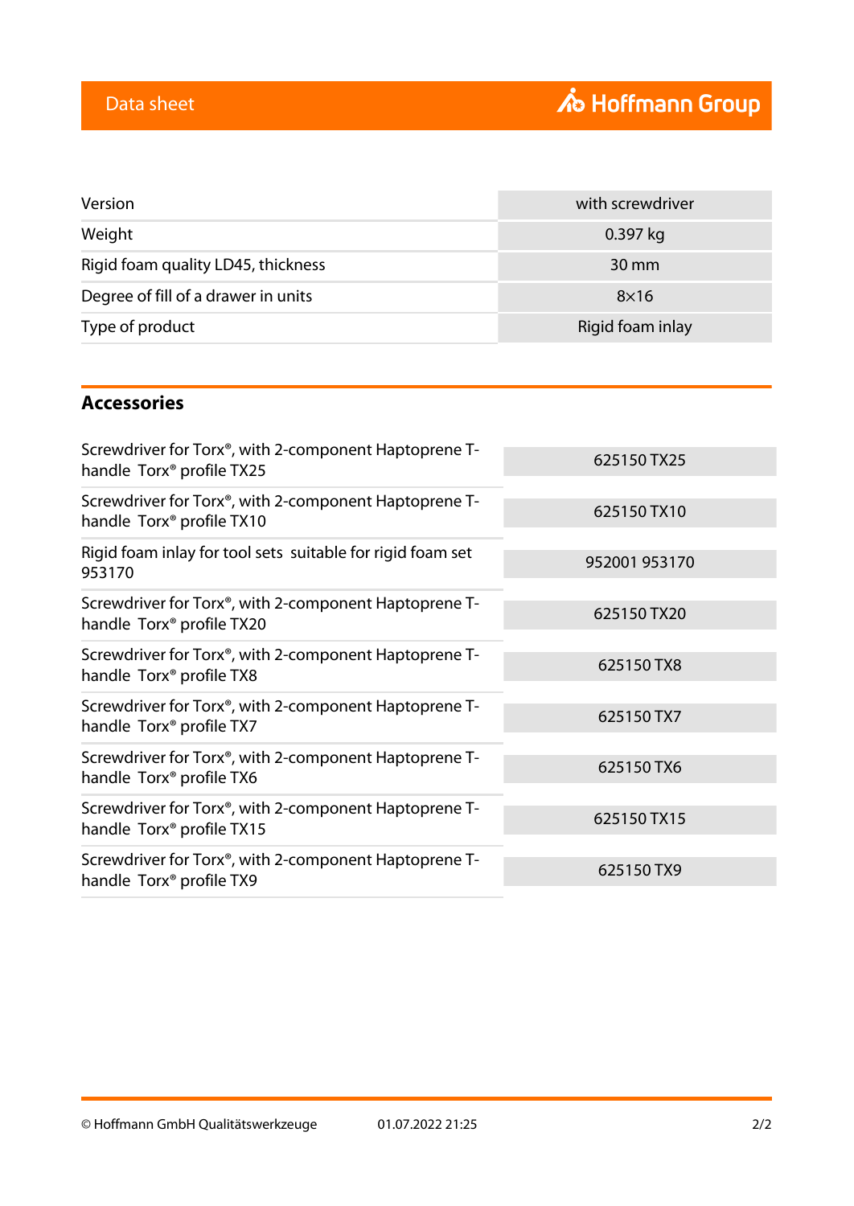| | |
|---|---|
| Version | with screwdriver |
| Weight | 0.397 kg |
| Rigid foam quality LD45, thickness | 30 mm |
| Degree of fill of a drawer in units | 8×16 |
| Type of product | Rigid foam inlay |

## Accessories

| | |
|---|---|
| Screwdriver for Torx®, with 2-component Haptoprene T-handle Torx® profile TX25 | 625150 TX25 |
| Screwdriver for Torx®, with 2-component Haptoprene T-handle Torx® profile TX10 | 625150 TX10 |
| Rigid foam inlay for tool sets suitable for rigid foam set 953170 | 952001 953170 |
| Screwdriver for Torx®, with 2-component Haptoprene T-handle Torx® profile TX20 | 625150 TX20 |
| Screwdriver for Torx®, with 2-component Haptoprene T-handle Torx® profile TX8 | 625150 TX8 |
| Screwdriver for Torx®, with 2-component Haptoprene T-handle Torx® profile TX7 | 625150 TX7 |
| Screwdriver for Torx®, with 2-component Haptoprene T-handle Torx® profile TX6 | 625150 TX6 |
| Screwdriver for Torx®, with 2-component Haptoprene T-handle Torx® profile TX15 | 625150 TX15 |
| Screwdriver for Torx®, with 2-component Haptoprene T-handle Torx® profile TX9 | 625150 TX9 |